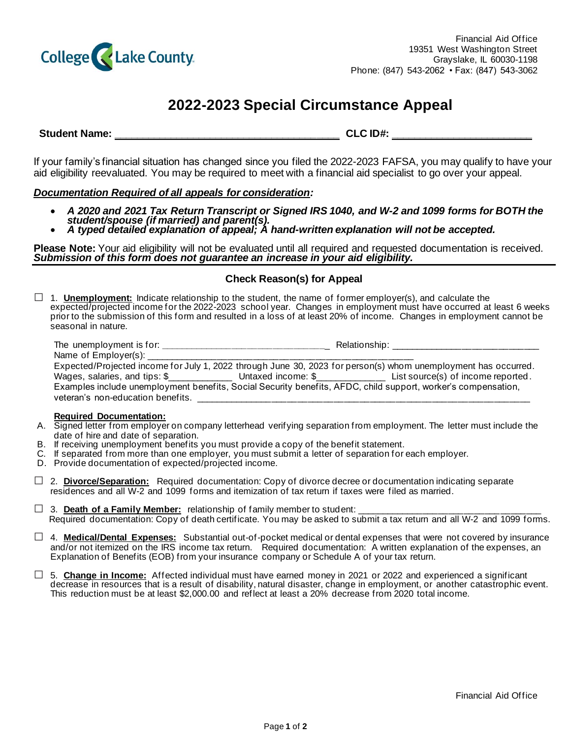College Lake County

Financial Aid Office
19351 West Washington Street
Grayslake, IL 60030-1198
Phone: (847) 543-2062 • Fax: (847) 543-3062

# 2022-2023 Special Circumstance Appeal

**Student Name:** ______________________________________ **CLC ID#:** _______________________

If your family's financial situation has changed since you filed the 2022-2023 FAFSA, you may qualify to have your aid eligibility reevaluated. You may be required to meet with a financial aid specialist to go over your appeal.

***Documentation Required of all appeals for consideration:***

- ***A 2020 and 2021 Tax Return Transcript or Signed IRS 1040, and W-2 and 1099 forms for BOTH the student/spouse (if married) and parent(s).***
- ***A typed detailed explanation of appeal; A hand-written explanation will not be accepted.***

**Please Note:** Your aid eligibility will not be evaluated until all required and requested documentation is received. ***Submission of this form does not guarantee an increase in your aid eligibility.***

### Check Reason(s) for Appeal

☐ 1. **Unemployment:** Indicate relationship to the student, the name of former employer(s), and calculate the expected/projected income for the 2022-2023 school year. Changes in employment must have occurred at least 6 weeks prior to the submission of this form and resulted in a loss of at least 20% of income. Changes in employment cannot be seasonal in nature.

The unemployment is for: _________________________________ Relationship: ____________________________
Name of Employer(s): ______________________________________________________
Expected/Projected income for July 1, 2022 through June 30, 2023 for person(s) whom unemployment has occurred.
Wages, salaries, and tips: $____________ Untaxed income: $_____________ List source(s) of income reported.
Examples include unemployment benefits, Social Security benefits, AFDC, child support, worker's compensation, veteran's non-education benefits. _________________________________________________________________

**Required Documentation:**

A. Signed letter from employer on company letterhead verifying separation from employment. The letter must include the date of hire and date of separation.
B. If receiving unemployment benefits you must provide a copy of the benefit statement.
C. If separated from more than one employer, you must submit a letter of separation for each employer.
D. Provide documentation of expected/projected income.

☐ 2. **Divorce/Separation:** Required documentation: Copy of divorce decree or documentation indicating separate residences and all W-2 and 1099 forms and itemization of tax return if taxes were filed as married.

☐ 3. **Death of a Family Member:** relationship of family member to student: _____________________________________
Required documentation: Copy of death certificate. You may be asked to submit a tax return and all W-2 and 1099 forms.

☐ 4. **Medical/Dental Expenses:** Substantial out-of-pocket medical or dental expenses that were not covered by insurance and/or not itemized on the IRS income tax return. Required documentation: A written explanation of the expenses, an Explanation of Benefits (EOB) from your insurance company or Schedule A of your tax return.

☐ 5. **Change in Income:** Affected individual must have earned money in 2021 or 2022 and experienced a significant decrease in resources that is a result of disability, natural disaster, change in employment, or another catastrophic event. This reduction must be at least $2,000.00 and reflect at least a 20% decrease from 2020 total income.

Financial Aid Office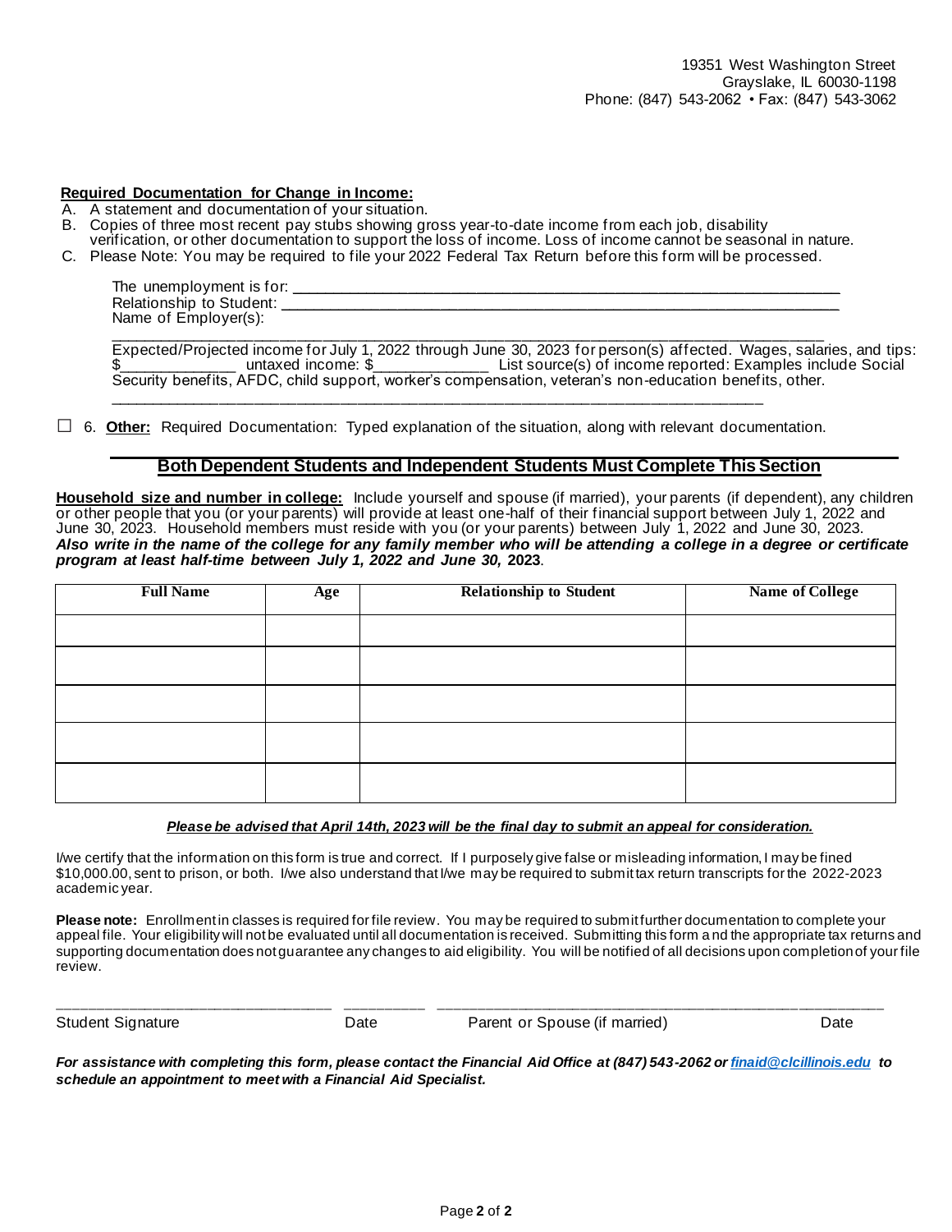19351 West Washington Street
Grayslake, IL 60030-1198
Phone: (847) 543-2062 • Fax: (847) 543-3062

**Required Documentation for Change in Income:**

A. A statement and documentation of your situation.
B. Copies of three most recent pay stubs showing gross year-to-date income from each job, disability verification, or other documentation to support the loss of income. Loss of income cannot be seasonal in nature.
C. Please Note: You may be required to file your 2022 Federal Tax Return before this form will be processed.

The unemployment is for: ____________________________________________________________
Relationship to Student: ____________________________________________________________
Name of Employer(s):
______________________________________________________________________________
Expected/Projected income for July 1, 2022 through June 30, 2023 for person(s) affected. Wages, salaries, and tips: $_____________ untaxed income: $_____________ List source(s) of income reported: Examples include Social Security benefits, AFDC, child support, worker's compensation, veteran's non-education benefits, other.
______________________________________________________________________________

☐ 6. **Other:** Required Documentation: Typed explanation of the situation, along with relevant documentation.

## Both Dependent Students and Independent Students Must Complete This Section

**Household size and number in college:** Include yourself and spouse (if married), your parents (if dependent), any children or other people that you (or your parents) will provide at least one-half of their financial support between July 1, 2022 and June 30, 2023. Household members must reside with you (or your parents) between July 1, 2022 and June 30, 2023. ***Also write in the name of the college for any family member who will be attending a college in a degree or certificate program at least half-time between July 1, 2022 and June 30,* 2023**.

| Full Name | Age | Relationship to Student | Name of College |
|---|---|---|---|
| | | | |
| | | | |
| | | | |
| | | | |
| | | | |

***Please be advised that April 14th, 2023 will be the final day to submit an appeal for consideration.***

I/we certify that the information on this form is true and correct. If I purposely give false or misleading information, I may be fined $10,000.00, sent to prison, or both. I/we also understand that I/we may be required to submit tax return transcripts for the 2022-2023 academic year.

**Please note:** Enrollment in classes is required for file review. You may be required to submit further documentation to complete your appeal file. Your eligibility will not be evaluated until all documentation is received. Submitting this form and the appropriate tax returns and supporting documentation does not guarantee any changes to aid eligibility. You will be notified of all decisions upon completion of your file review.

_______________________________ __________ _______________________________________________

Student Signature Date Parent or Spouse (if married) Date

***For assistance with completing this form, please contact the Financial Aid Office at (847) 543-2062 or finaid@clcillinois.edu to schedule an appointment to meet with a Financial Aid Specialist.***